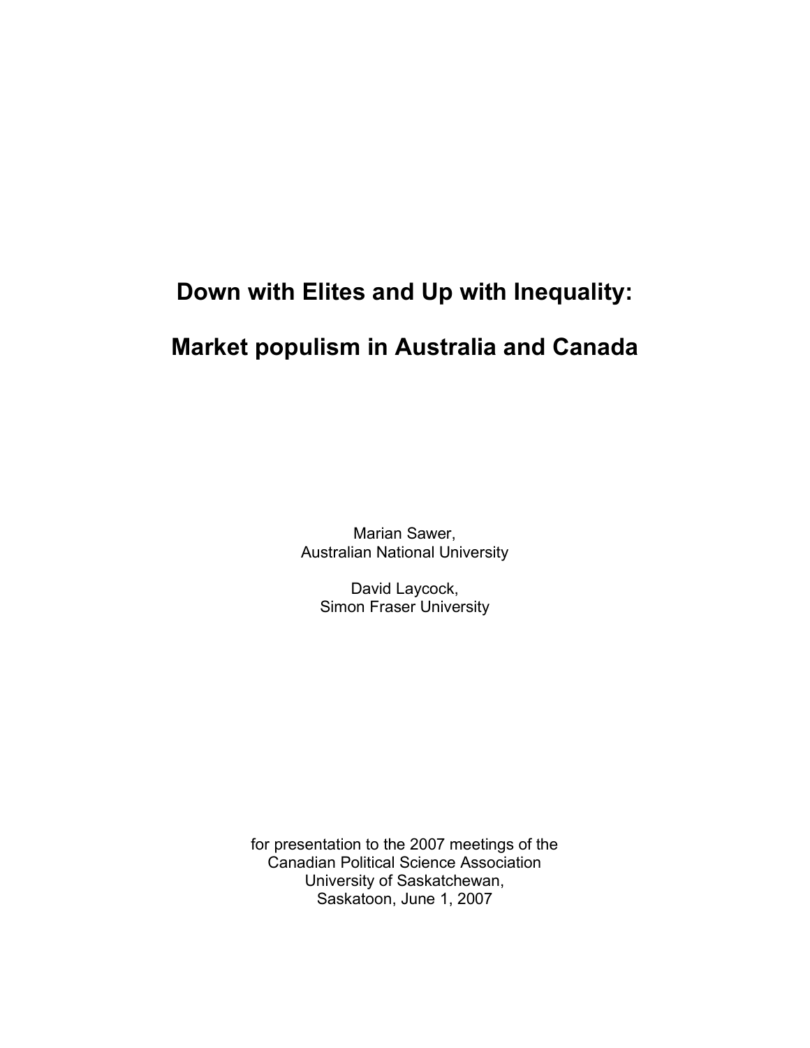# Down with Elites and Up with Inequality:

# Market populism in Australia and Canada

Marian Sawer,
Australian National University

David Laycock,
Simon Fraser University

for presentation to the 2007 meetings of the
Canadian Political Science Association
University of Saskatchewan,
Saskatoon, June 1, 2007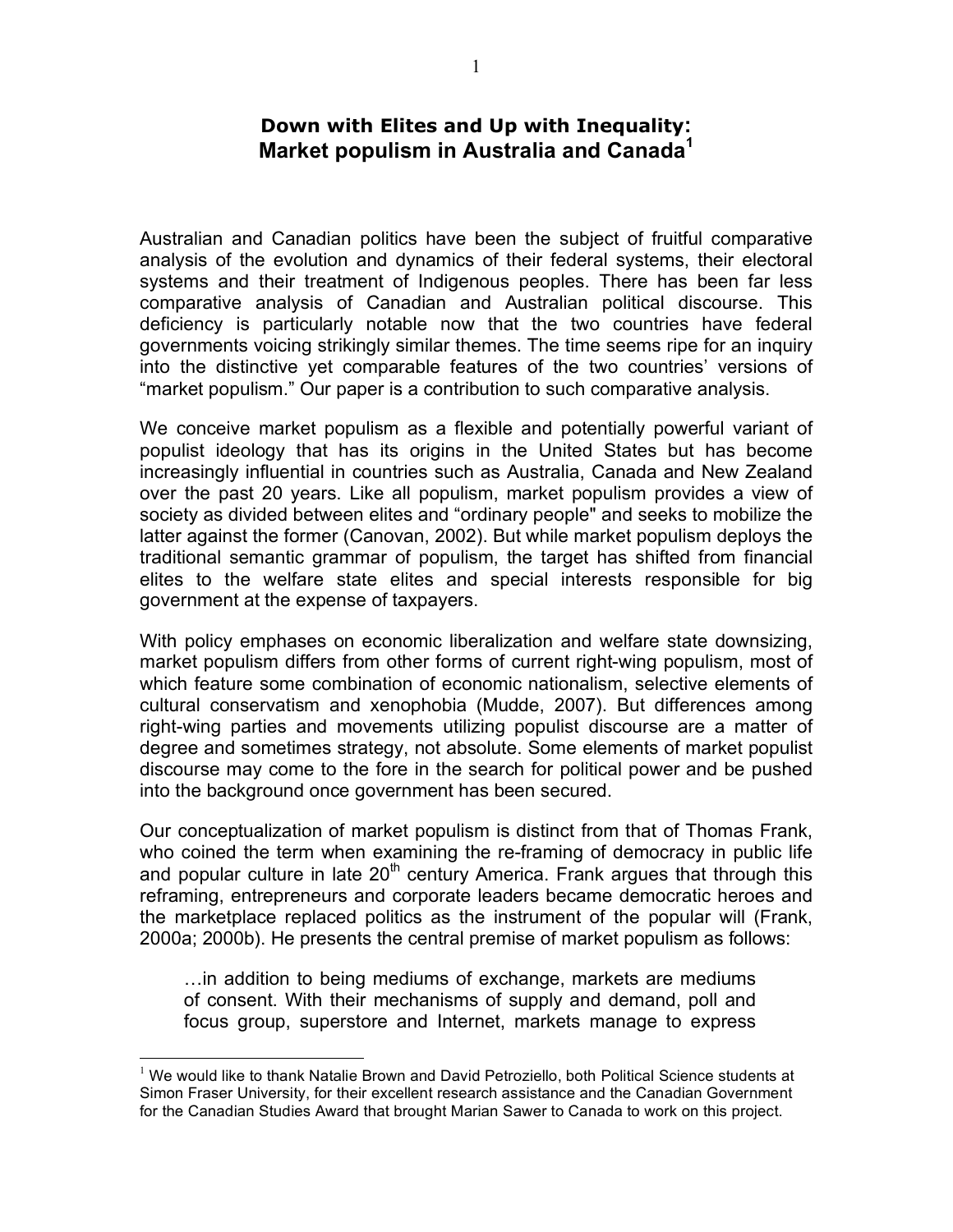# Down with Elites and Up with Inequality: Market populism in Australia and Canada[1]

Australian and Canadian politics have been the subject of fruitful comparative analysis of the evolution and dynamics of their federal systems, their electoral systems and their treatment of Indigenous peoples. There has been far less comparative analysis of Canadian and Australian political discourse. This deficiency is particularly notable now that the two countries have federal governments voicing strikingly similar themes. The time seems ripe for an inquiry into the distinctive yet comparable features of the two countries' versions of "market populism." Our paper is a contribution to such comparative analysis.

We conceive market populism as a flexible and potentially powerful variant of populist ideology that has its origins in the United States but has become increasingly influential in countries such as Australia, Canada and New Zealand over the past 20 years. Like all populism, market populism provides a view of society as divided between elites and "ordinary people" and seeks to mobilize the latter against the former (Canovan, 2002). But while market populism deploys the traditional semantic grammar of populism, the target has shifted from financial elites to the welfare state elites and special interests responsible for big government at the expense of taxpayers.

With policy emphases on economic liberalization and welfare state downsizing, market populism differs from other forms of current right-wing populism, most of which feature some combination of economic nationalism, selective elements of cultural conservatism and xenophobia (Mudde, 2007). But differences among right-wing parties and movements utilizing populist discourse are a matter of degree and sometimes strategy, not absolute. Some elements of market populist discourse may come to the fore in the search for political power and be pushed into the background once government has been secured.

Our conceptualization of market populism is distinct from that of Thomas Frank, who coined the term when examining the re-framing of democracy in public life and popular culture in late 20th century America. Frank argues that through this reframing, entrepreneurs and corporate leaders became democratic heroes and the marketplace replaced politics as the instrument of the popular will (Frank, 2000a; 2000b). He presents the central premise of market populism as follows:

> …in addition to being mediums of exchange, markets are mediums of consent. With their mechanisms of supply and demand, poll and focus group, superstore and Internet, markets manage to express

[1] We would like to thank Natalie Brown and David Petroziello, both Political Science students at Simon Fraser University, for their excellent research assistance and the Canadian Government for the Canadian Studies Award that brought Marian Sawer to Canada to work on this project.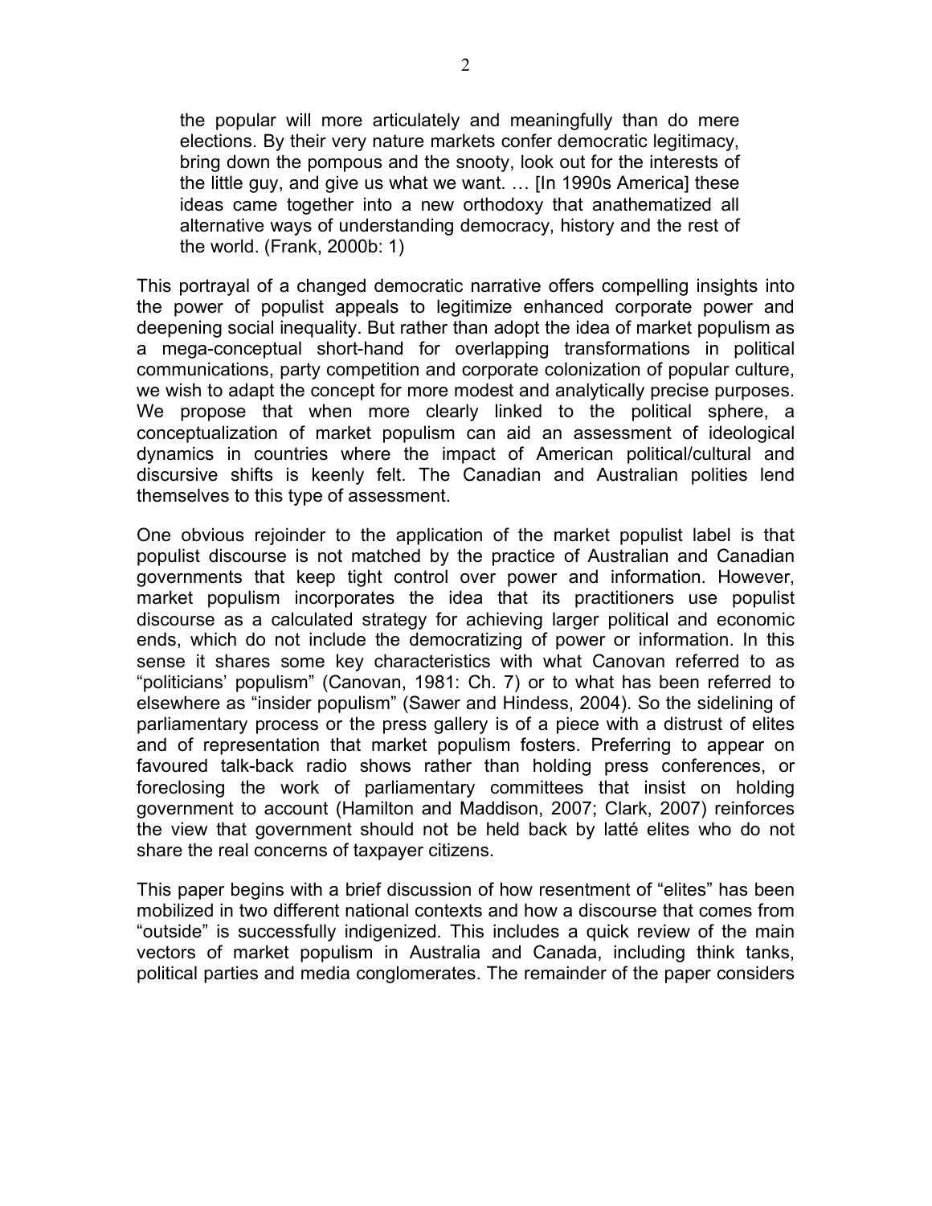> the popular will more articulately and meaningfully than do mere elections. By their very nature markets confer democratic legitimacy, bring down the pompous and the snooty, look out for the interests of the little guy, and give us what we want. … [In 1990s America] these ideas came together into a new orthodoxy that anathematized all alternative ways of understanding democracy, history and the rest of the world. (Frank, 2000b: 1)

This portrayal of a changed democratic narrative offers compelling insights into the power of populist appeals to legitimize enhanced corporate power and deepening social inequality. But rather than adopt the idea of market populism as a mega-conceptual short-hand for overlapping transformations in political communications, party competition and corporate colonization of popular culture, we wish to adapt the concept for more modest and analytically precise purposes. We propose that when more clearly linked to the political sphere, a conceptualization of market populism can aid an assessment of ideological dynamics in countries where the impact of American political/cultural and discursive shifts is keenly felt. The Canadian and Australian polities lend themselves to this type of assessment.

One obvious rejoinder to the application of the market populist label is that populist discourse is not matched by the practice of Australian and Canadian governments that keep tight control over power and information. However, market populism incorporates the idea that its practitioners use populist discourse as a calculated strategy for achieving larger political and economic ends, which do not include the democratizing of power or information. In this sense it shares some key characteristics with what Canovan referred to as "politicians' populism" (Canovan, 1981: Ch. 7) or to what has been referred to elsewhere as "insider populism" (Sawer and Hindess, 2004). So the sidelining of parliamentary process or the press gallery is of a piece with a distrust of elites and of representation that market populism fosters. Preferring to appear on favoured talk-back radio shows rather than holding press conferences, or foreclosing the work of parliamentary committees that insist on holding government to account (Hamilton and Maddison, 2007; Clark, 2007) reinforces the view that government should not be held back by latté elites who do not share the real concerns of taxpayer citizens.

This paper begins with a brief discussion of how resentment of "elites" has been mobilized in two different national contexts and how a discourse that comes from "outside" is successfully indigenized. This includes a quick review of the main vectors of market populism in Australia and Canada, including think tanks, political parties and media conglomerates. The remainder of the paper considers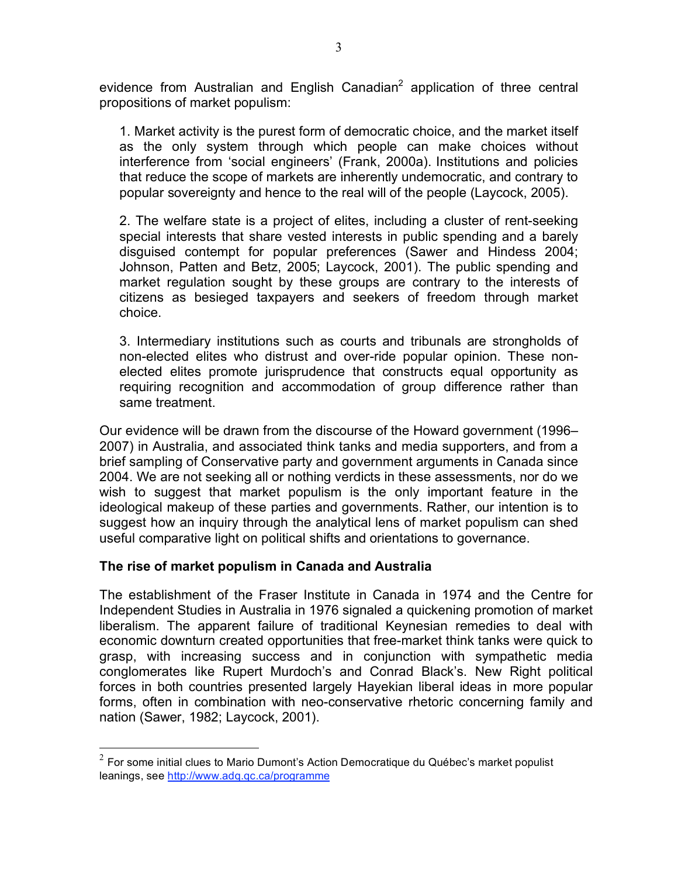evidence from Australian and English Canadian[2] application of three central propositions of market populism:

1. Market activity is the purest form of democratic choice, and the market itself as the only system through which people can make choices without interference from 'social engineers' (Frank, 2000a). Institutions and policies that reduce the scope of markets are inherently undemocratic, and contrary to popular sovereignty and hence to the real will of the people (Laycock, 2005).

2. The welfare state is a project of elites, including a cluster of rent-seeking special interests that share vested interests in public spending and a barely disguised contempt for popular preferences (Sawer and Hindess 2004; Johnson, Patten and Betz, 2005; Laycock, 2001). The public spending and market regulation sought by these groups are contrary to the interests of citizens as besieged taxpayers and seekers of freedom through market choice.

3. Intermediary institutions such as courts and tribunals are strongholds of non-elected elites who distrust and over-ride popular opinion. These non-elected elites promote jurisprudence that constructs equal opportunity as requiring recognition and accommodation of group difference rather than same treatment.

Our evidence will be drawn from the discourse of the Howard government (1996–2007) in Australia, and associated think tanks and media supporters, and from a brief sampling of Conservative party and government arguments in Canada since 2004. We are not seeking all or nothing verdicts in these assessments, nor do we wish to suggest that market populism is the only important feature in the ideological makeup of these parties and governments. Rather, our intention is to suggest how an inquiry through the analytical lens of market populism can shed useful comparative light on political shifts and orientations to governance.

## The rise of market populism in Canada and Australia

The establishment of the Fraser Institute in Canada in 1974 and the Centre for Independent Studies in Australia in 1976 signaled a quickening promotion of market liberalism. The apparent failure of traditional Keynesian remedies to deal with economic downturn created opportunities that free-market think tanks were quick to grasp, with increasing success and in conjunction with sympathetic media conglomerates like Rupert Murdoch's and Conrad Black's. New Right political forces in both countries presented largely Hayekian liberal ideas in more popular forms, often in combination with neo-conservative rhetoric concerning family and nation (Sawer, 1982; Laycock, 2001).

---

[2] For some initial clues to Mario Dumont's Action Democratique du Québec's market populist leanings, see http://www.adq.qc.ca/programme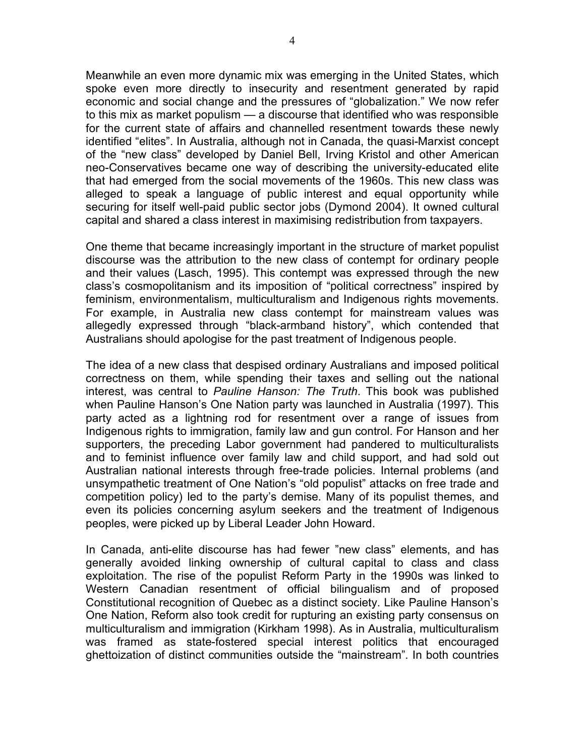Meanwhile an even more dynamic mix was emerging in the United States, which spoke even more directly to insecurity and resentment generated by rapid economic and social change and the pressures of "globalization." We now refer to this mix as market populism — a discourse that identified who was responsible for the current state of affairs and channelled resentment towards these newly identified "elites". In Australia, although not in Canada, the quasi-Marxist concept of the "new class" developed by Daniel Bell, Irving Kristol and other American neo-Conservatives became one way of describing the university-educated elite that had emerged from the social movements of the 1960s. This new class was alleged to speak a language of public interest and equal opportunity while securing for itself well-paid public sector jobs (Dymond 2004). It owned cultural capital and shared a class interest in maximising redistribution from taxpayers.

One theme that became increasingly important in the structure of market populist discourse was the attribution to the new class of contempt for ordinary people and their values (Lasch, 1995). This contempt was expressed through the new class's cosmopolitanism and its imposition of "political correctness" inspired by feminism, environmentalism, multiculturalism and Indigenous rights movements. For example, in Australia new class contempt for mainstream values was allegedly expressed through "black-armband history", which contended that Australians should apologise for the past treatment of Indigenous people.

The idea of a new class that despised ordinary Australians and imposed political correctness on them, while spending their taxes and selling out the national interest, was central to *Pauline Hanson: The Truth*. This book was published when Pauline Hanson's One Nation party was launched in Australia (1997). This party acted as a lightning rod for resentment over a range of issues from Indigenous rights to immigration, family law and gun control. For Hanson and her supporters, the preceding Labor government had pandered to multiculturalists and to feminist influence over family law and child support, and had sold out Australian national interests through free-trade policies. Internal problems (and unsympathetic treatment of One Nation's "old populist" attacks on free trade and competition policy) led to the party's demise. Many of its populist themes, and even its policies concerning asylum seekers and the treatment of Indigenous peoples, were picked up by Liberal Leader John Howard.

In Canada, anti-elite discourse has had fewer "new class" elements, and has generally avoided linking ownership of cultural capital to class and class exploitation. The rise of the populist Reform Party in the 1990s was linked to Western Canadian resentment of official bilingualism and of proposed Constitutional recognition of Quebec as a distinct society. Like Pauline Hanson's One Nation, Reform also took credit for rupturing an existing party consensus on multiculturalism and immigration (Kirkham 1998). As in Australia, multiculturalism was framed as state-fostered special interest politics that encouraged ghettoization of distinct communities outside the "mainstream". In both countries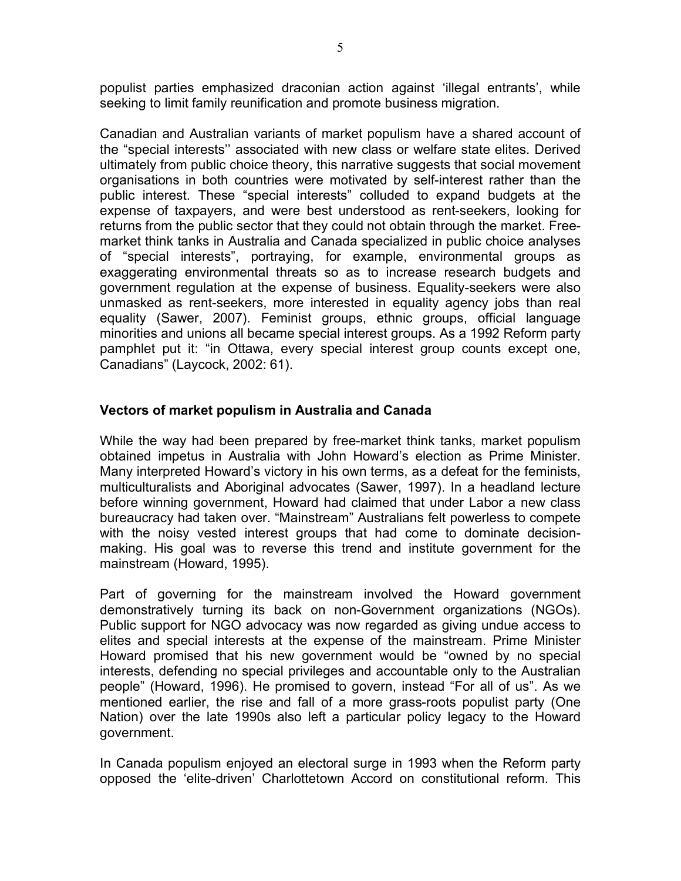populist parties emphasized draconian action against 'illegal entrants', while seeking to limit family reunification and promote business migration.

Canadian and Australian variants of market populism have a shared account of the "special interests'' associated with new class or welfare state elites. Derived ultimately from public choice theory, this narrative suggests that social movement organisations in both countries were motivated by self-interest rather than the public interest. These "special interests" colluded to expand budgets at the expense of taxpayers, and were best understood as rent-seekers, looking for returns from the public sector that they could not obtain through the market. Free-market think tanks in Australia and Canada specialized in public choice analyses of "special interests", portraying, for example, environmental groups as exaggerating environmental threats so as to increase research budgets and government regulation at the expense of business. Equality-seekers were also unmasked as rent-seekers, more interested in equality agency jobs than real equality (Sawer, 2007). Feminist groups, ethnic groups, official language minorities and unions all became special interest groups. As a 1992 Reform party pamphlet put it: "in Ottawa, every special interest group counts except one, Canadians" (Laycock, 2002: 61).

## Vectors of market populism in Australia and Canada

While the way had been prepared by free-market think tanks, market populism obtained impetus in Australia with John Howard's election as Prime Minister. Many interpreted Howard's victory in his own terms, as a defeat for the feminists, multiculturalists and Aboriginal advocates (Sawer, 1997). In a headland lecture before winning government, Howard had claimed that under Labor a new class bureaucracy had taken over. "Mainstream" Australians felt powerless to compete with the noisy vested interest groups that had come to dominate decision-making. His goal was to reverse this trend and institute government for the mainstream (Howard, 1995).

Part of governing for the mainstream involved the Howard government demonstratively turning its back on non-Government organizations (NGOs). Public support for NGO advocacy was now regarded as giving undue access to elites and special interests at the expense of the mainstream. Prime Minister Howard promised that his new government would be "owned by no special interests, defending no special privileges and accountable only to the Australian people" (Howard, 1996). He promised to govern, instead "For all of us". As we mentioned earlier, the rise and fall of a more grass-roots populist party (One Nation) over the late 1990s also left a particular policy legacy to the Howard government.

In Canada populism enjoyed an electoral surge in 1993 when the Reform party opposed the 'elite-driven' Charlottetown Accord on constitutional reform. This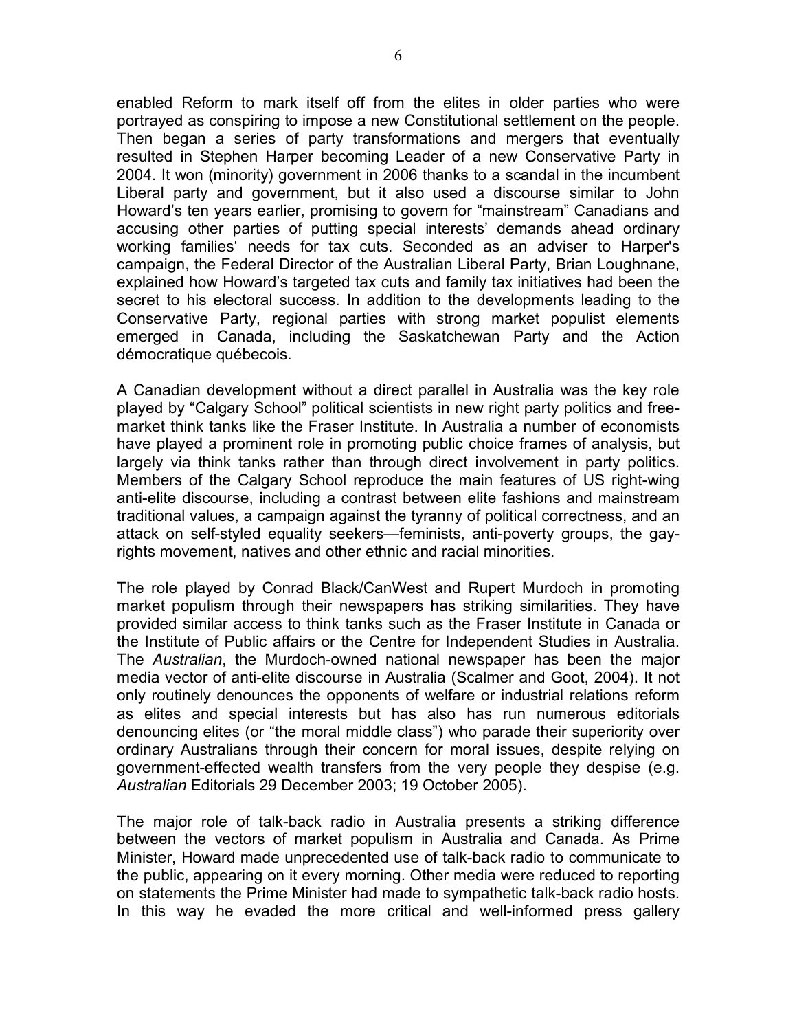enabled Reform to mark itself off from the elites in older parties who were portrayed as conspiring to impose a new Constitutional settlement on the people. Then began a series of party transformations and mergers that eventually resulted in Stephen Harper becoming Leader of a new Conservative Party in 2004. It won (minority) government in 2006 thanks to a scandal in the incumbent Liberal party and government, but it also used a discourse similar to John Howard's ten years earlier, promising to govern for "mainstream" Canadians and accusing other parties of putting special interests' demands ahead ordinary working families' needs for tax cuts. Seconded as an adviser to Harper's campaign, the Federal Director of the Australian Liberal Party, Brian Loughnane, explained how Howard's targeted tax cuts and family tax initiatives had been the secret to his electoral success. In addition to the developments leading to the Conservative Party, regional parties with strong market populist elements emerged in Canada, including the Saskatchewan Party and the Action démocratique québecois.

A Canadian development without a direct parallel in Australia was the key role played by "Calgary School" political scientists in new right party politics and free-market think tanks like the Fraser Institute. In Australia a number of economists have played a prominent role in promoting public choice frames of analysis, but largely via think tanks rather than through direct involvement in party politics. Members of the Calgary School reproduce the main features of US right-wing anti-elite discourse, including a contrast between elite fashions and mainstream traditional values, a campaign against the tyranny of political correctness, and an attack on self-styled equality seekers—feminists, anti-poverty groups, the gay-rights movement, natives and other ethnic and racial minorities.

The role played by Conrad Black/CanWest and Rupert Murdoch in promoting market populism through their newspapers has striking similarities. They have provided similar access to think tanks such as the Fraser Institute in Canada or the Institute of Public affairs or the Centre for Independent Studies in Australia. The *Australian*, the Murdoch-owned national newspaper has been the major media vector of anti-elite discourse in Australia (Scalmer and Goot, 2004). It not only routinely denounces the opponents of welfare or industrial relations reform as elites and special interests but has also has run numerous editorials denouncing elites (or "the moral middle class") who parade their superiority over ordinary Australians through their concern for moral issues, despite relying on government-effected wealth transfers from the very people they despise (e.g. *Australian* Editorials 29 December 2003; 19 October 2005).

The major role of talk-back radio in Australia presents a striking difference between the vectors of market populism in Australia and Canada. As Prime Minister, Howard made unprecedented use of talk-back radio to communicate to the public, appearing on it every morning. Other media were reduced to reporting on statements the Prime Minister had made to sympathetic talk-back radio hosts. In this way he evaded the more critical and well-informed press gallery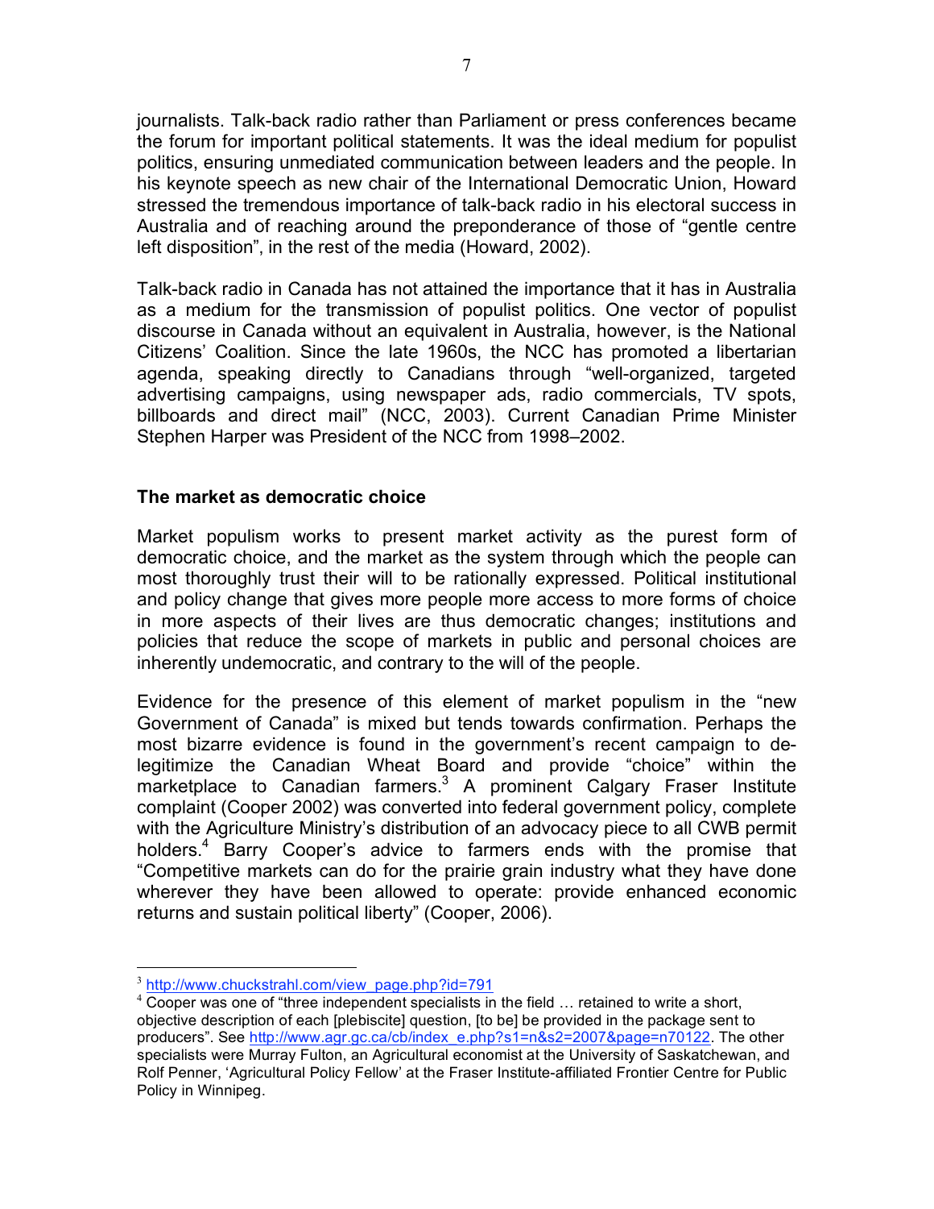journalists. Talk-back radio rather than Parliament or press conferences became the forum for important political statements. It was the ideal medium for populist politics, ensuring unmediated communication between leaders and the people. In his keynote speech as new chair of the International Democratic Union, Howard stressed the tremendous importance of talk-back radio in his electoral success in Australia and of reaching around the preponderance of those of "gentle centre left disposition", in the rest of the media (Howard, 2002).

Talk-back radio in Canada has not attained the importance that it has in Australia as a medium for the transmission of populist politics. One vector of populist discourse in Canada without an equivalent in Australia, however, is the National Citizens' Coalition. Since the late 1960s, the NCC has promoted a libertarian agenda, speaking directly to Canadians through "well-organized, targeted advertising campaigns, using newspaper ads, radio commercials, TV spots, billboards and direct mail" (NCC, 2003). Current Canadian Prime Minister Stephen Harper was President of the NCC from 1998–2002.

### The market as democratic choice

Market populism works to present market activity as the purest form of democratic choice, and the market as the system through which the people can most thoroughly trust their will to be rationally expressed. Political institutional and policy change that gives more people more access to more forms of choice in more aspects of their lives are thus democratic changes; institutions and policies that reduce the scope of markets in public and personal choices are inherently undemocratic, and contrary to the will of the people.

Evidence for the presence of this element of market populism in the "new Government of Canada" is mixed but tends towards confirmation. Perhaps the most bizarre evidence is found in the government's recent campaign to de-legitimize the Canadian Wheat Board and provide "choice" within the marketplace to Canadian farmers.[3] A prominent Calgary Fraser Institute complaint (Cooper 2002) was converted into federal government policy, complete with the Agriculture Ministry's distribution of an advocacy piece to all CWB permit holders.[4] Barry Cooper's advice to farmers ends with the promise that "Competitive markets can do for the prairie grain industry what they have done wherever they have been allowed to operate: provide enhanced economic returns and sustain political liberty" (Cooper, 2006).

---

[3] http://www.chuckstrahl.com/view_page.php?id=791

[4] Cooper was one of "three independent specialists in the field … retained to write a short, objective description of each [plebiscite] question, [to be] be provided in the package sent to producers". See http://www.agr.gc.ca/cb/index_e.php?s1=n&s2=2007&page=n70122. The other specialists were Murray Fulton, an Agricultural economist at the University of Saskatchewan, and Rolf Penner, 'Agricultural Policy Fellow' at the Fraser Institute-affiliated Frontier Centre for Public Policy in Winnipeg.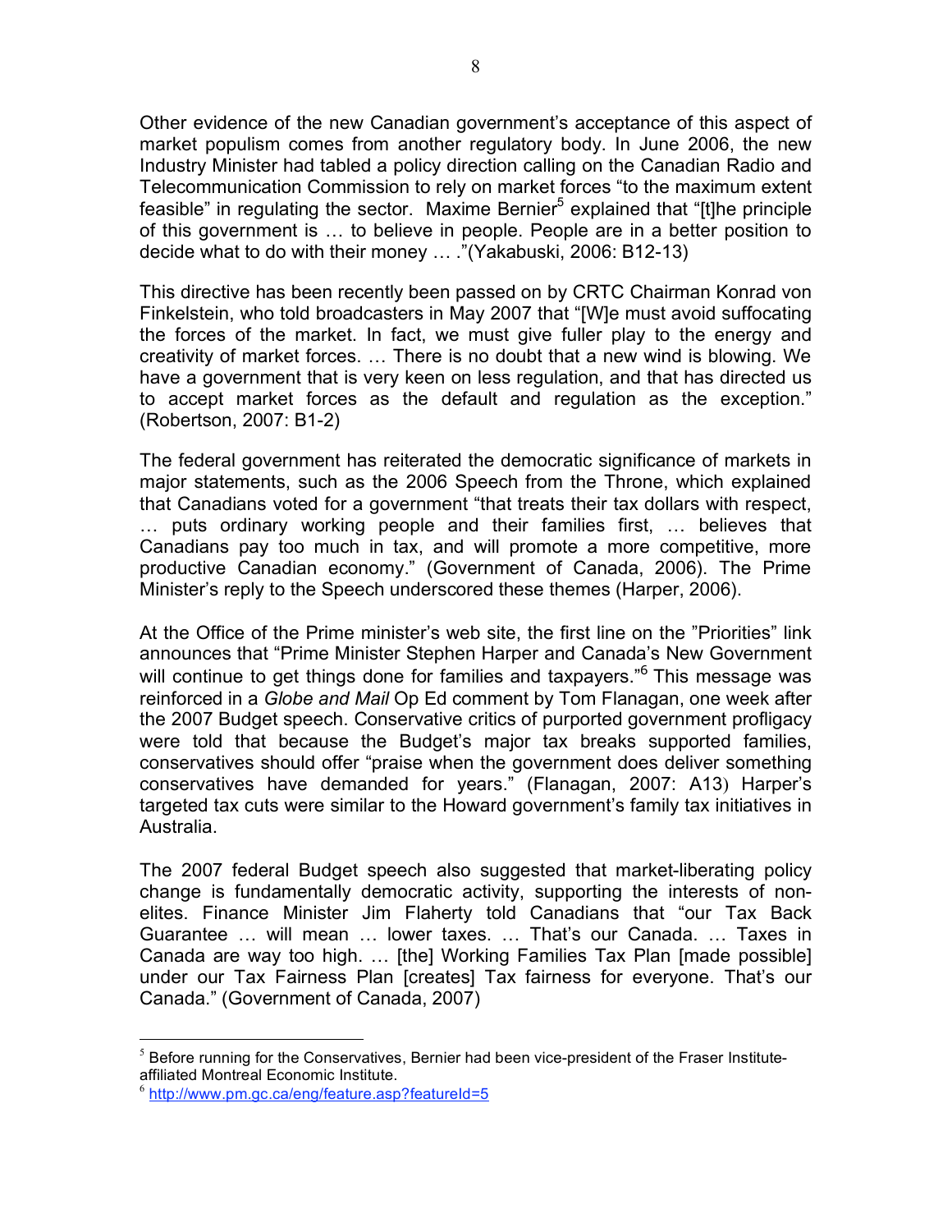Other evidence of the new Canadian government's acceptance of this aspect of market populism comes from another regulatory body. In June 2006, the new Industry Minister had tabled a policy direction calling on the Canadian Radio and Telecommunication Commission to rely on market forces "to the maximum extent feasible" in regulating the sector. Maxime Bernier[5] explained that "[t]he principle of this government is … to believe in people. People are in a better position to decide what to do with their money … ."(Yakabuski, 2006: B12-13)

This directive has been recently been passed on by CRTC Chairman Konrad von Finkelstein, who told broadcasters in May 2007 that "[W]e must avoid suffocating the forces of the market. In fact, we must give fuller play to the energy and creativity of market forces. … There is no doubt that a new wind is blowing. We have a government that is very keen on less regulation, and that has directed us to accept market forces as the default and regulation as the exception." (Robertson, 2007: B1-2)

The federal government has reiterated the democratic significance of markets in major statements, such as the 2006 Speech from the Throne, which explained that Canadians voted for a government "that treats their tax dollars with respect, … puts ordinary working people and their families first, … believes that Canadians pay too much in tax, and will promote a more competitive, more productive Canadian economy." (Government of Canada, 2006). The Prime Minister's reply to the Speech underscored these themes (Harper, 2006).

At the Office of the Prime minister's web site, the first line on the "Priorities" link announces that "Prime Minister Stephen Harper and Canada's New Government will continue to get things done for families and taxpayers."[6] This message was reinforced in a *Globe and Mail* Op Ed comment by Tom Flanagan, one week after the 2007 Budget speech. Conservative critics of purported government profligacy were told that because the Budget's major tax breaks supported families, conservatives should offer "praise when the government does deliver something conservatives have demanded for years." (Flanagan, 2007: A13) Harper's targeted tax cuts were similar to the Howard government's family tax initiatives in Australia.

The 2007 federal Budget speech also suggested that market-liberating policy change is fundamentally democratic activity, supporting the interests of non-elites. Finance Minister Jim Flaherty told Canadians that "our Tax Back Guarantee … will mean … lower taxes. … That's our Canada. … Taxes in Canada are way too high. … [the] Working Families Tax Plan [made possible] under our Tax Fairness Plan [creates] Tax fairness for everyone. That's our Canada." (Government of Canada, 2007)

---

[5] Before running for the Conservatives, Bernier had been vice-president of the Fraser Institute-affiliated Montreal Economic Institute.

[6] http://www.pm.gc.ca/eng/feature.asp?featureId=5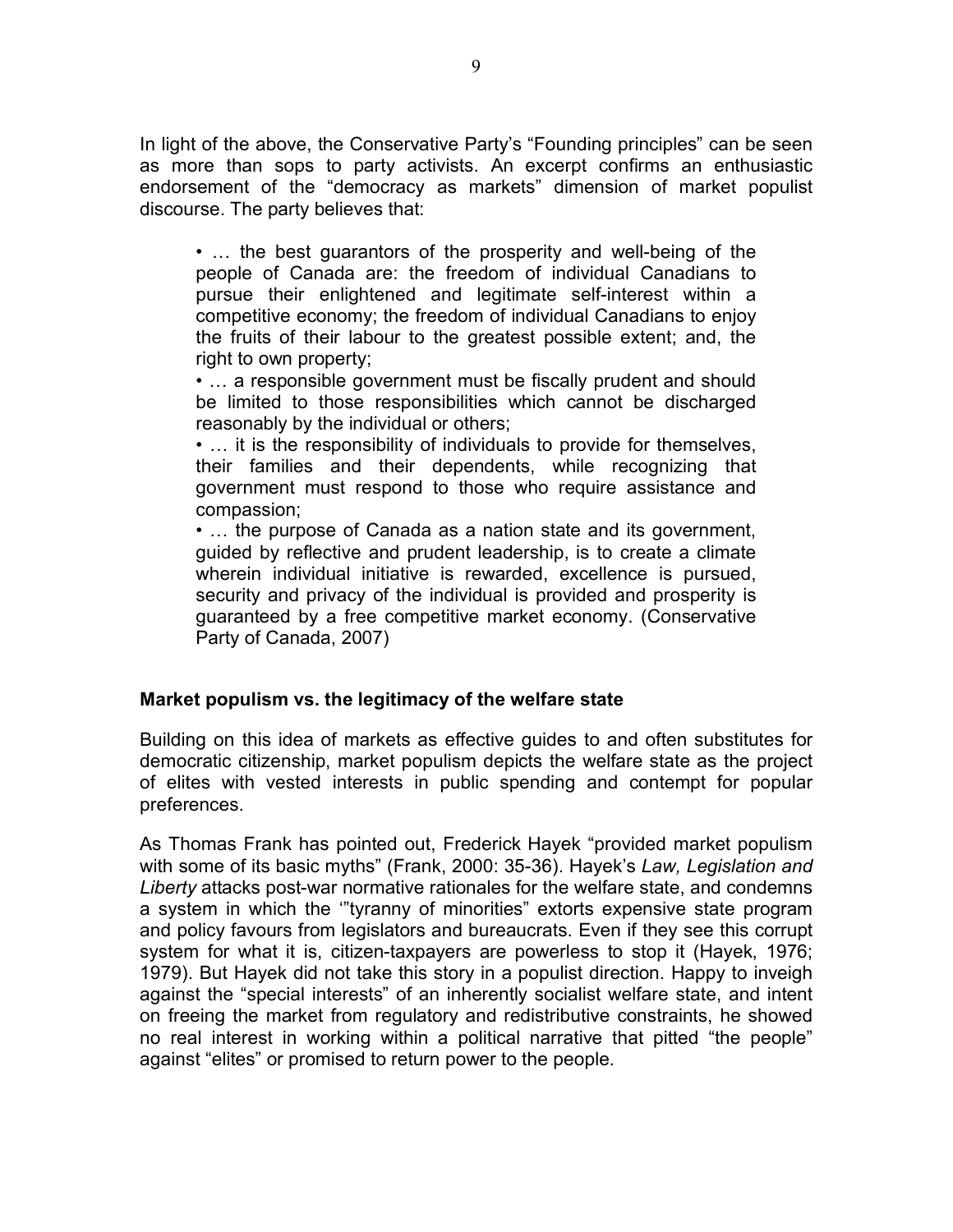In light of the above, the Conservative Party's "Founding principles" can be seen as more than sops to party activists. An excerpt confirms an enthusiastic endorsement of the "democracy as markets" dimension of market populist discourse. The party believes that:

> • … the best guarantors of the prosperity and well-being of the people of Canada are: the freedom of individual Canadians to pursue their enlightened and legitimate self-interest within a competitive economy; the freedom of individual Canadians to enjoy the fruits of their labour to the greatest possible extent; and, the right to own property;
>
> • … a responsible government must be fiscally prudent and should be limited to those responsibilities which cannot be discharged reasonably by the individual or others;
>
> • … it is the responsibility of individuals to provide for themselves, their families and their dependents, while recognizing that government must respond to those who require assistance and compassion;
>
> • … the purpose of Canada as a nation state and its government, guided by reflective and prudent leadership, is to create a climate wherein individual initiative is rewarded, excellence is pursued, security and privacy of the individual is provided and prosperity is guaranteed by a free competitive market economy. (Conservative Party of Canada, 2007)

**Market populism vs. the legitimacy of the welfare state**

Building on this idea of markets as effective guides to and often substitutes for democratic citizenship, market populism depicts the welfare state as the project of elites with vested interests in public spending and contempt for popular preferences.

As Thomas Frank has pointed out, Frederick Hayek "provided market populism with some of its basic myths" (Frank, 2000: 35-36). Hayek's *Law, Legislation and Liberty* attacks post-war normative rationales for the welfare state, and condemns a system in which the '"tyranny of minorities" extorts expensive state program and policy favours from legislators and bureaucrats. Even if they see this corrupt system for what it is, citizen-taxpayers are powerless to stop it (Hayek, 1976; 1979). But Hayek did not take this story in a populist direction. Happy to inveigh against the "special interests" of an inherently socialist welfare state, and intent on freeing the market from regulatory and redistributive constraints, he showed no real interest in working within a political narrative that pitted "the people" against "elites" or promised to return power to the people.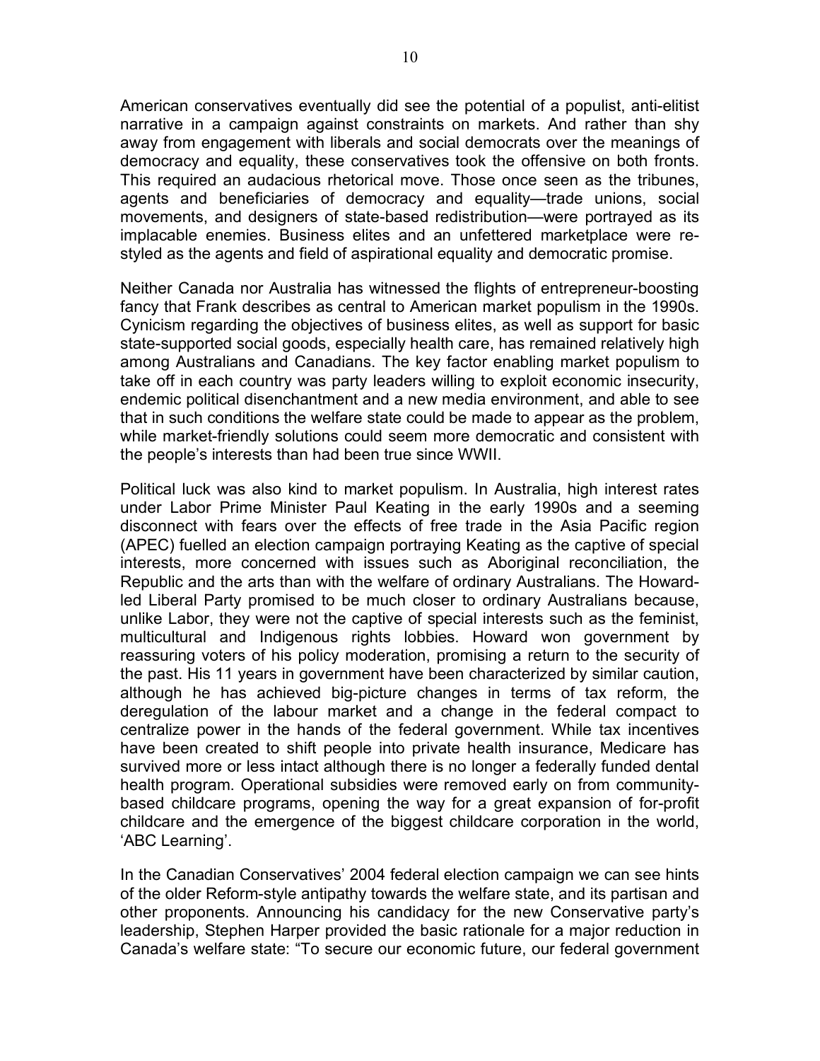American conservatives eventually did see the potential of a populist, anti-elitist narrative in a campaign against constraints on markets. And rather than shy away from engagement with liberals and social democrats over the meanings of democracy and equality, these conservatives took the offensive on both fronts. This required an audacious rhetorical move. Those once seen as the tribunes, agents and beneficiaries of democracy and equality—trade unions, social movements, and designers of state-based redistribution—were portrayed as its implacable enemies. Business elites and an unfettered marketplace were re-styled as the agents and field of aspirational equality and democratic promise.

Neither Canada nor Australia has witnessed the flights of entrepreneur-boosting fancy that Frank describes as central to American market populism in the 1990s. Cynicism regarding the objectives of business elites, as well as support for basic state-supported social goods, especially health care, has remained relatively high among Australians and Canadians. The key factor enabling market populism to take off in each country was party leaders willing to exploit economic insecurity, endemic political disenchantment and a new media environment, and able to see that in such conditions the welfare state could be made to appear as the problem, while market-friendly solutions could seem more democratic and consistent with the people's interests than had been true since WWII.

Political luck was also kind to market populism. In Australia, high interest rates under Labor Prime Minister Paul Keating in the early 1990s and a seeming disconnect with fears over the effects of free trade in the Asia Pacific region (APEC) fuelled an election campaign portraying Keating as the captive of special interests, more concerned with issues such as Aboriginal reconciliation, the Republic and the arts than with the welfare of ordinary Australians. The Howard-led Liberal Party promised to be much closer to ordinary Australians because, unlike Labor, they were not the captive of special interests such as the feminist, multicultural and Indigenous rights lobbies. Howard won government by reassuring voters of his policy moderation, promising a return to the security of the past. His 11 years in government have been characterized by similar caution, although he has achieved big-picture changes in terms of tax reform, the deregulation of the labour market and a change in the federal compact to centralize power in the hands of the federal government. While tax incentives have been created to shift people into private health insurance, Medicare has survived more or less intact although there is no longer a federally funded dental health program. Operational subsidies were removed early on from community-based childcare programs, opening the way for a great expansion of for-profit childcare and the emergence of the biggest childcare corporation in the world, 'ABC Learning'.

In the Canadian Conservatives' 2004 federal election campaign we can see hints of the older Reform-style antipathy towards the welfare state, and its partisan and other proponents. Announcing his candidacy for the new Conservative party's leadership, Stephen Harper provided the basic rationale for a major reduction in Canada's welfare state: "To secure our economic future, our federal government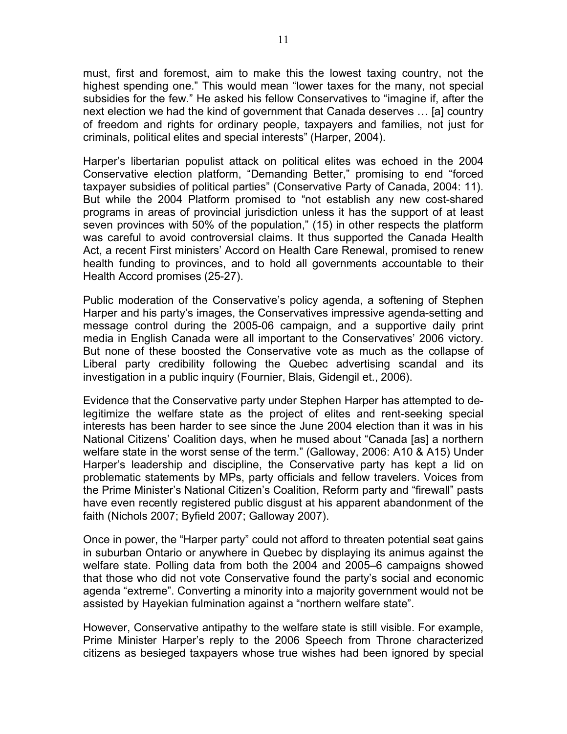must, first and foremost, aim to make this the lowest taxing country, not the highest spending one." This would mean "lower taxes for the many, not special subsidies for the few." He asked his fellow Conservatives to "imagine if, after the next election we had the kind of government that Canada deserves … [a] country of freedom and rights for ordinary people, taxpayers and families, not just for criminals, political elites and special interests" (Harper, 2004).

Harper's libertarian populist attack on political elites was echoed in the 2004 Conservative election platform, "Demanding Better," promising to end "forced taxpayer subsidies of political parties" (Conservative Party of Canada, 2004: 11). But while the 2004 Platform promised to "not establish any new cost-shared programs in areas of provincial jurisdiction unless it has the support of at least seven provinces with 50% of the population," (15) in other respects the platform was careful to avoid controversial claims. It thus supported the Canada Health Act, a recent First ministers' Accord on Health Care Renewal, promised to renew health funding to provinces, and to hold all governments accountable to their Health Accord promises (25-27).

Public moderation of the Conservative's policy agenda, a softening of Stephen Harper and his party's images, the Conservatives impressive agenda-setting and message control during the 2005-06 campaign, and a supportive daily print media in English Canada were all important to the Conservatives' 2006 victory. But none of these boosted the Conservative vote as much as the collapse of Liberal party credibility following the Quebec advertising scandal and its investigation in a public inquiry (Fournier, Blais, Gidengil et., 2006).

Evidence that the Conservative party under Stephen Harper has attempted to de-legitimize the welfare state as the project of elites and rent-seeking special interests has been harder to see since the June 2004 election than it was in his National Citizens' Coalition days, when he mused about "Canada [as] a northern welfare state in the worst sense of the term." (Galloway, 2006: A10 & A15) Under Harper's leadership and discipline, the Conservative party has kept a lid on problematic statements by MPs, party officials and fellow travelers. Voices from the Prime Minister's National Citizen's Coalition, Reform party and "firewall" pasts have even recently registered public disgust at his apparent abandonment of the faith (Nichols 2007; Byfield 2007; Galloway 2007).

Once in power, the "Harper party" could not afford to threaten potential seat gains in suburban Ontario or anywhere in Quebec by displaying its animus against the welfare state. Polling data from both the 2004 and 2005–6 campaigns showed that those who did not vote Conservative found the party's social and economic agenda "extreme". Converting a minority into a majority government would not be assisted by Hayekian fulmination against a "northern welfare state".

However, Conservative antipathy to the welfare state is still visible. For example, Prime Minister Harper's reply to the 2006 Speech from Throne characterized citizens as besieged taxpayers whose true wishes had been ignored by special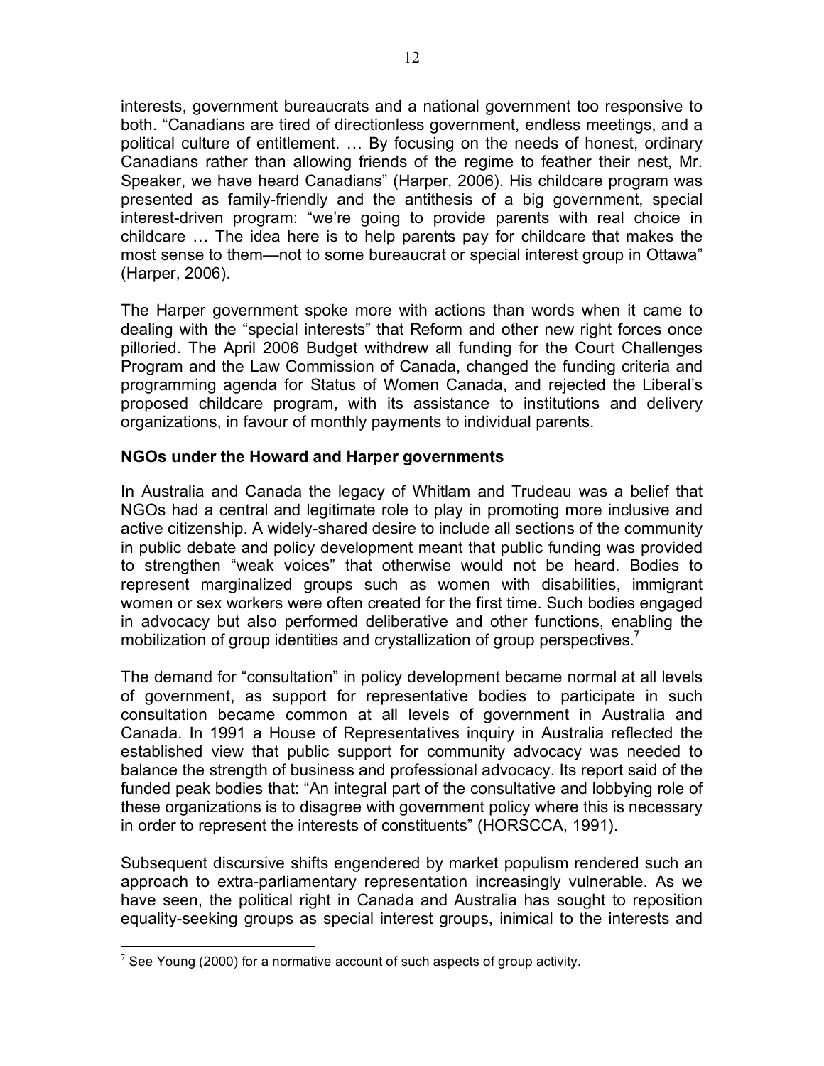interests, government bureaucrats and a national government too responsive to both. “Canadians are tired of directionless government, endless meetings, and a political culture of entitlement. … By focusing on the needs of honest, ordinary Canadians rather than allowing friends of the regime to feather their nest, Mr. Speaker, we have heard Canadians” (Harper, 2006). His childcare program was presented as family-friendly and the antithesis of a big government, special interest-driven program: “we’re going to provide parents with real choice in childcare … The idea here is to help parents pay for childcare that makes the most sense to them—not to some bureaucrat or special interest group in Ottawa” (Harper, 2006).

The Harper government spoke more with actions than words when it came to dealing with the “special interests” that Reform and other new right forces once pilloried. The April 2006 Budget withdrew all funding for the Court Challenges Program and the Law Commission of Canada, changed the funding criteria and programming agenda for Status of Women Canada, and rejected the Liberal’s proposed childcare program, with its assistance to institutions and delivery organizations, in favour of monthly payments to individual parents.

**NGOs under the Howard and Harper governments**

In Australia and Canada the legacy of Whitlam and Trudeau was a belief that NGOs had a central and legitimate role to play in promoting more inclusive and active citizenship. A widely-shared desire to include all sections of the community in public debate and policy development meant that public funding was provided to strengthen “weak voices” that otherwise would not be heard. Bodies to represent marginalized groups such as women with disabilities, immigrant women or sex workers were often created for the first time. Such bodies engaged in advocacy but also performed deliberative and other functions, enabling the mobilization of group identities and crystallization of group perspectives.[7]

The demand for “consultation” in policy development became normal at all levels of government, as support for representative bodies to participate in such consultation became common at all levels of government in Australia and Canada. In 1991 a House of Representatives inquiry in Australia reflected the established view that public support for community advocacy was needed to balance the strength of business and professional advocacy. Its report said of the funded peak bodies that: “An integral part of the consultative and lobbying role of these organizations is to disagree with government policy where this is necessary in order to represent the interests of constituents” (HORSCCA, 1991).

Subsequent discursive shifts engendered by market populism rendered such an approach to extra-parliamentary representation increasingly vulnerable. As we have seen, the political right in Canada and Australia has sought to reposition equality-seeking groups as special interest groups, inimical to the interests and

[7] See Young (2000) for a normative account of such aspects of group activity.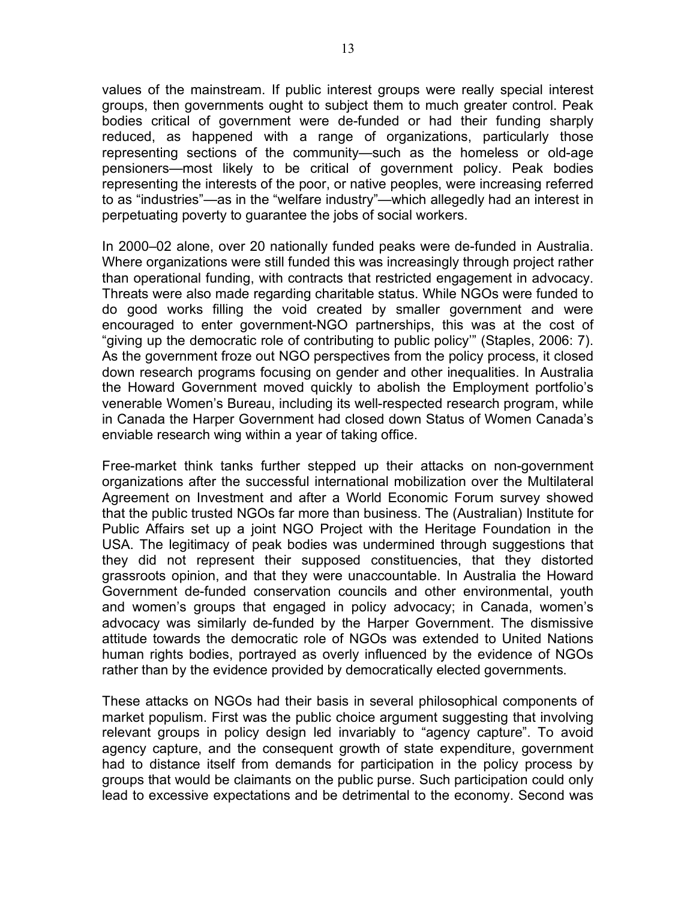values of the mainstream. If public interest groups were really special interest groups, then governments ought to subject them to much greater control. Peak bodies critical of government were de-funded or had their funding sharply reduced, as happened with a range of organizations, particularly those representing sections of the community—such as the homeless or old-age pensioners—most likely to be critical of government policy. Peak bodies representing the interests of the poor, or native peoples, were increasing referred to as "industries"—as in the "welfare industry"—which allegedly had an interest in perpetuating poverty to guarantee the jobs of social workers.

In 2000–02 alone, over 20 nationally funded peaks were de-funded in Australia. Where organizations were still funded this was increasingly through project rather than operational funding, with contracts that restricted engagement in advocacy. Threats were also made regarding charitable status. While NGOs were funded to do good works filling the void created by smaller government and were encouraged to enter government-NGO partnerships, this was at the cost of "giving up the democratic role of contributing to public policy'" (Staples, 2006: 7). As the government froze out NGO perspectives from the policy process, it closed down research programs focusing on gender and other inequalities. In Australia the Howard Government moved quickly to abolish the Employment portfolio's venerable Women's Bureau, including its well-respected research program, while in Canada the Harper Government had closed down Status of Women Canada's enviable research wing within a year of taking office.

Free-market think tanks further stepped up their attacks on non-government organizations after the successful international mobilization over the Multilateral Agreement on Investment and after a World Economic Forum survey showed that the public trusted NGOs far more than business. The (Australian) Institute for Public Affairs set up a joint NGO Project with the Heritage Foundation in the USA. The legitimacy of peak bodies was undermined through suggestions that they did not represent their supposed constituencies, that they distorted grassroots opinion, and that they were unaccountable. In Australia the Howard Government de-funded conservation councils and other environmental, youth and women's groups that engaged in policy advocacy; in Canada, women's advocacy was similarly de-funded by the Harper Government. The dismissive attitude towards the democratic role of NGOs was extended to United Nations human rights bodies, portrayed as overly influenced by the evidence of NGOs rather than by the evidence provided by democratically elected governments.

These attacks on NGOs had their basis in several philosophical components of market populism. First was the public choice argument suggesting that involving relevant groups in policy design led invariably to "agency capture". To avoid agency capture, and the consequent growth of state expenditure, government had to distance itself from demands for participation in the policy process by groups that would be claimants on the public purse. Such participation could only lead to excessive expectations and be detrimental to the economy. Second was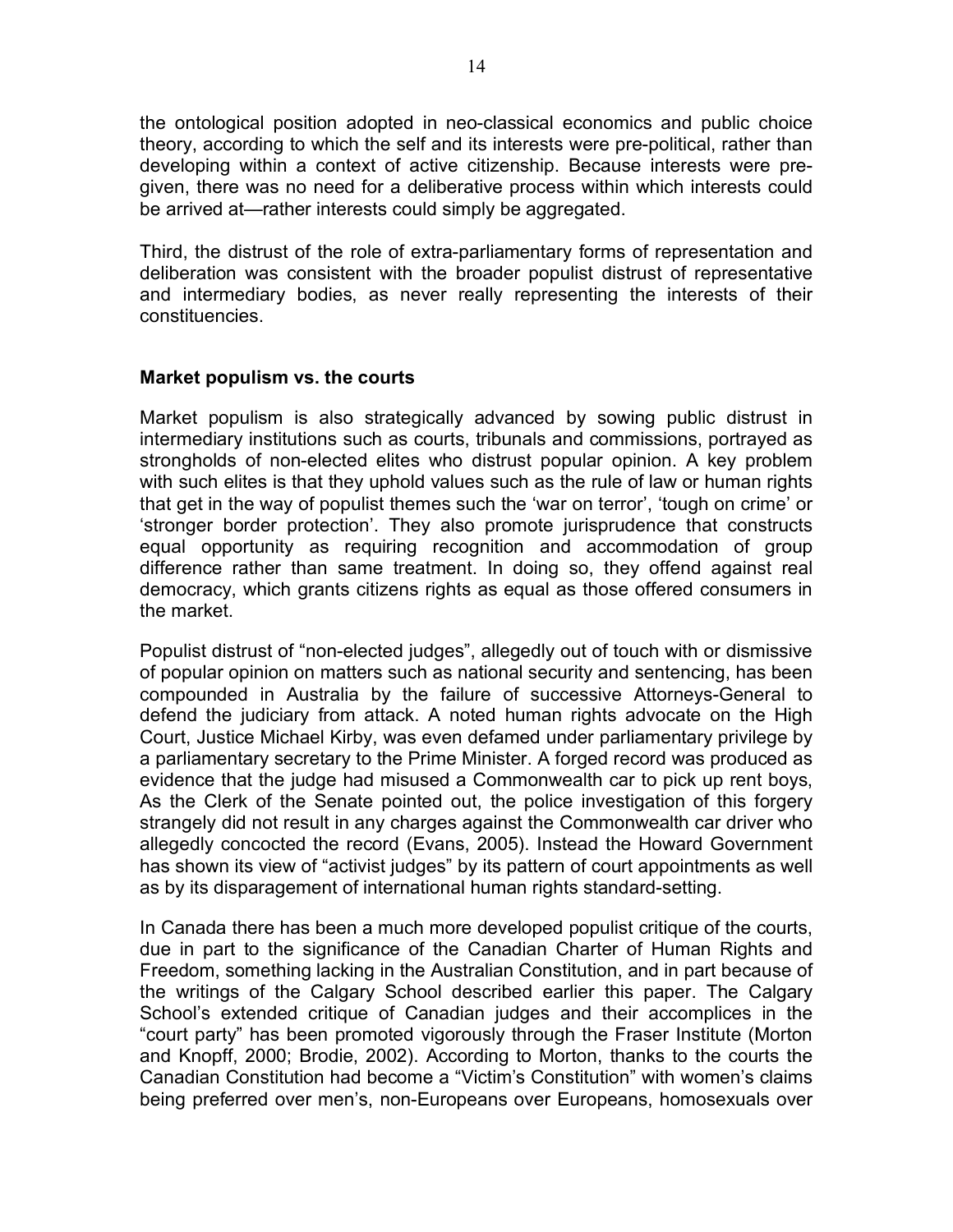the ontological position adopted in neo-classical economics and public choice theory, according to which the self and its interests were pre-political, rather than developing within a context of active citizenship. Because interests were pre-given, there was no need for a deliberative process within which interests could be arrived at—rather interests could simply be aggregated.

Third, the distrust of the role of extra-parliamentary forms of representation and deliberation was consistent with the broader populist distrust of representative and intermediary bodies, as never really representing the interests of their constituencies.

## Market populism vs. the courts

Market populism is also strategically advanced by sowing public distrust in intermediary institutions such as courts, tribunals and commissions, portrayed as strongholds of non-elected elites who distrust popular opinion. A key problem with such elites is that they uphold values such as the rule of law or human rights that get in the way of populist themes such the 'war on terror', 'tough on crime' or 'stronger border protection'. They also promote jurisprudence that constructs equal opportunity as requiring recognition and accommodation of group difference rather than same treatment. In doing so, they offend against real democracy, which grants citizens rights as equal as those offered consumers in the market.

Populist distrust of "non-elected judges", allegedly out of touch with or dismissive of popular opinion on matters such as national security and sentencing, has been compounded in Australia by the failure of successive Attorneys-General to defend the judiciary from attack. A noted human rights advocate on the High Court, Justice Michael Kirby, was even defamed under parliamentary privilege by a parliamentary secretary to the Prime Minister. A forged record was produced as evidence that the judge had misused a Commonwealth car to pick up rent boys, As the Clerk of the Senate pointed out, the police investigation of this forgery strangely did not result in any charges against the Commonwealth car driver who allegedly concocted the record (Evans, 2005). Instead the Howard Government has shown its view of "activist judges" by its pattern of court appointments as well as by its disparagement of international human rights standard-setting.

In Canada there has been a much more developed populist critique of the courts, due in part to the significance of the Canadian Charter of Human Rights and Freedom, something lacking in the Australian Constitution, and in part because of the writings of the Calgary School described earlier this paper. The Calgary School's extended critique of Canadian judges and their accomplices in the "court party" has been promoted vigorously through the Fraser Institute (Morton and Knopff, 2000; Brodie, 2002). According to Morton, thanks to the courts the Canadian Constitution had become a "Victim's Constitution" with women's claims being preferred over men's, non-Europeans over Europeans, homosexuals over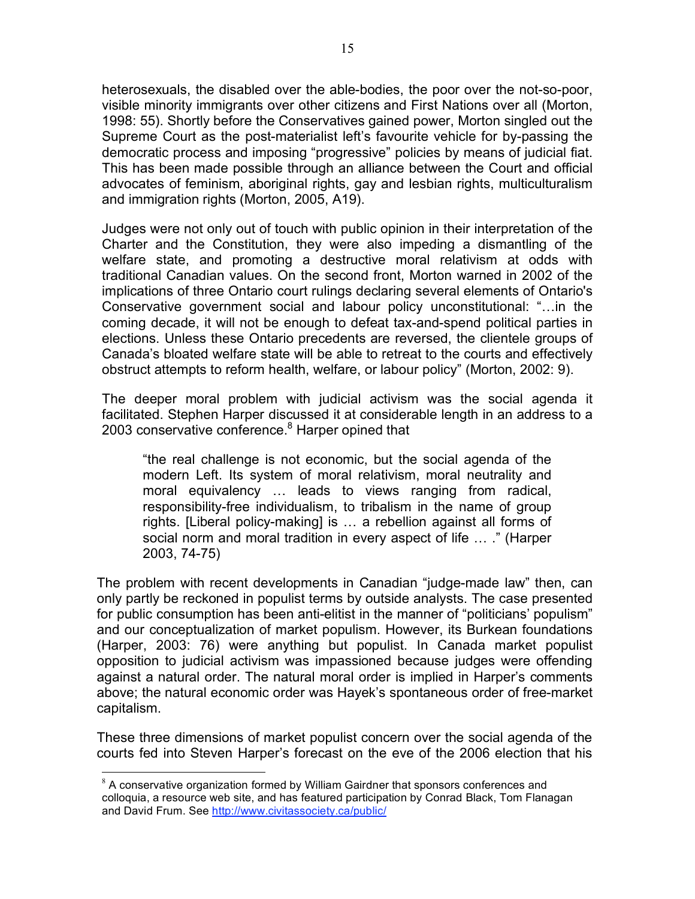heterosexuals, the disabled over the able-bodies, the poor over the not-so-poor, visible minority immigrants over other citizens and First Nations over all (Morton, 1998: 55). Shortly before the Conservatives gained power, Morton singled out the Supreme Court as the post-materialist left's favourite vehicle for by-passing the democratic process and imposing "progressive" policies by means of judicial fiat. This has been made possible through an alliance between the Court and official advocates of feminism, aboriginal rights, gay and lesbian rights, multiculturalism and immigration rights (Morton, 2005, A19).

Judges were not only out of touch with public opinion in their interpretation of the Charter and the Constitution, they were also impeding a dismantling of the welfare state, and promoting a destructive moral relativism at odds with traditional Canadian values. On the second front, Morton warned in 2002 of the implications of three Ontario court rulings declaring several elements of Ontario's Conservative government social and labour policy unconstitutional: "…in the coming decade, it will not be enough to defeat tax-and-spend political parties in elections. Unless these Ontario precedents are reversed, the clientele groups of Canada's bloated welfare state will be able to retreat to the courts and effectively obstruct attempts to reform health, welfare, or labour policy" (Morton, 2002: 9).

The deeper moral problem with judicial activism was the social agenda it facilitated. Stephen Harper discussed it at considerable length in an address to a 2003 conservative conference.[8] Harper opined that

> "the real challenge is not economic, but the social agenda of the modern Left. Its system of moral relativism, moral neutrality and moral equivalency … leads to views ranging from radical, responsibility-free individualism, to tribalism in the name of group rights. [Liberal policy-making] is … a rebellion against all forms of social norm and moral tradition in every aspect of life … ." (Harper 2003, 74-75)

The problem with recent developments in Canadian "judge-made law" then, can only partly be reckoned in populist terms by outside analysts. The case presented for public consumption has been anti-elitist in the manner of "politicians' populism" and our conceptualization of market populism. However, its Burkean foundations (Harper, 2003: 76) were anything but populist. In Canada market populist opposition to judicial activism was impassioned because judges were offending against a natural order. The natural moral order is implied in Harper's comments above; the natural economic order was Hayek's spontaneous order of free-market capitalism.

These three dimensions of market populist concern over the social agenda of the courts fed into Steven Harper's forecast on the eve of the 2006 election that his

---

[8] A conservative organization formed by William Gairdner that sponsors conferences and colloquia, a resource web site, and has featured participation by Conrad Black, Tom Flanagan and David Frum. See http://www.civitassociety.ca/public/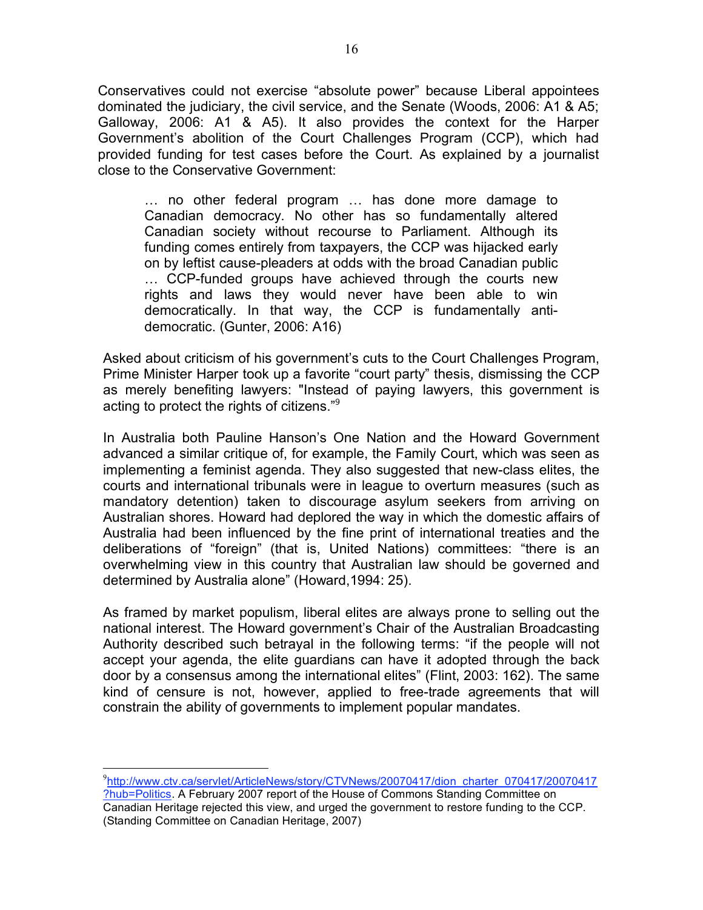Conservatives could not exercise "absolute power" because Liberal appointees dominated the judiciary, the civil service, and the Senate (Woods, 2006: A1 & A5; Galloway, 2006: A1 & A5). It also provides the context for the Harper Government's abolition of the Court Challenges Program (CCP), which had provided funding for test cases before the Court. As explained by a journalist close to the Conservative Government:

> … no other federal program … has done more damage to Canadian democracy. No other has so fundamentally altered Canadian society without recourse to Parliament. Although its funding comes entirely from taxpayers, the CCP was hijacked early on by leftist cause-pleaders at odds with the broad Canadian public … CCP-funded groups have achieved through the courts new rights and laws they would never have been able to win democratically. In that way, the CCP is fundamentally anti-democratic. (Gunter, 2006: A16)

Asked about criticism of his government's cuts to the Court Challenges Program, Prime Minister Harper took up a favorite "court party" thesis, dismissing the CCP as merely benefiting lawyers: "Instead of paying lawyers, this government is acting to protect the rights of citizens."[9]

In Australia both Pauline Hanson's One Nation and the Howard Government advanced a similar critique of, for example, the Family Court, which was seen as implementing a feminist agenda. They also suggested that new-class elites, the courts and international tribunals were in league to overturn measures (such as mandatory detention) taken to discourage asylum seekers from arriving on Australian shores. Howard had deplored the way in which the domestic affairs of Australia had been influenced by the fine print of international treaties and the deliberations of "foreign" (that is, United Nations) committees: "there is an overwhelming view in this country that Australian law should be governed and determined by Australia alone" (Howard,1994: 25).

As framed by market populism, liberal elites are always prone to selling out the national interest. The Howard government's Chair of the Australian Broadcasting Authority described such betrayal in the following terms: "if the people will not accept your agenda, the elite guardians can have it adopted through the back door by a consensus among the international elites" (Flint, 2003: 162). The same kind of censure is not, however, applied to free-trade agreements that will constrain the ability of governments to implement popular mandates.

---

[9] http://www.ctv.ca/servlet/ArticleNews/story/CTVNews/20070417/dion_charter_070417/20070417?hub=Politics. A February 2007 report of the House of Commons Standing Committee on Canadian Heritage rejected this view, and urged the government to restore funding to the CCP. (Standing Committee on Canadian Heritage, 2007)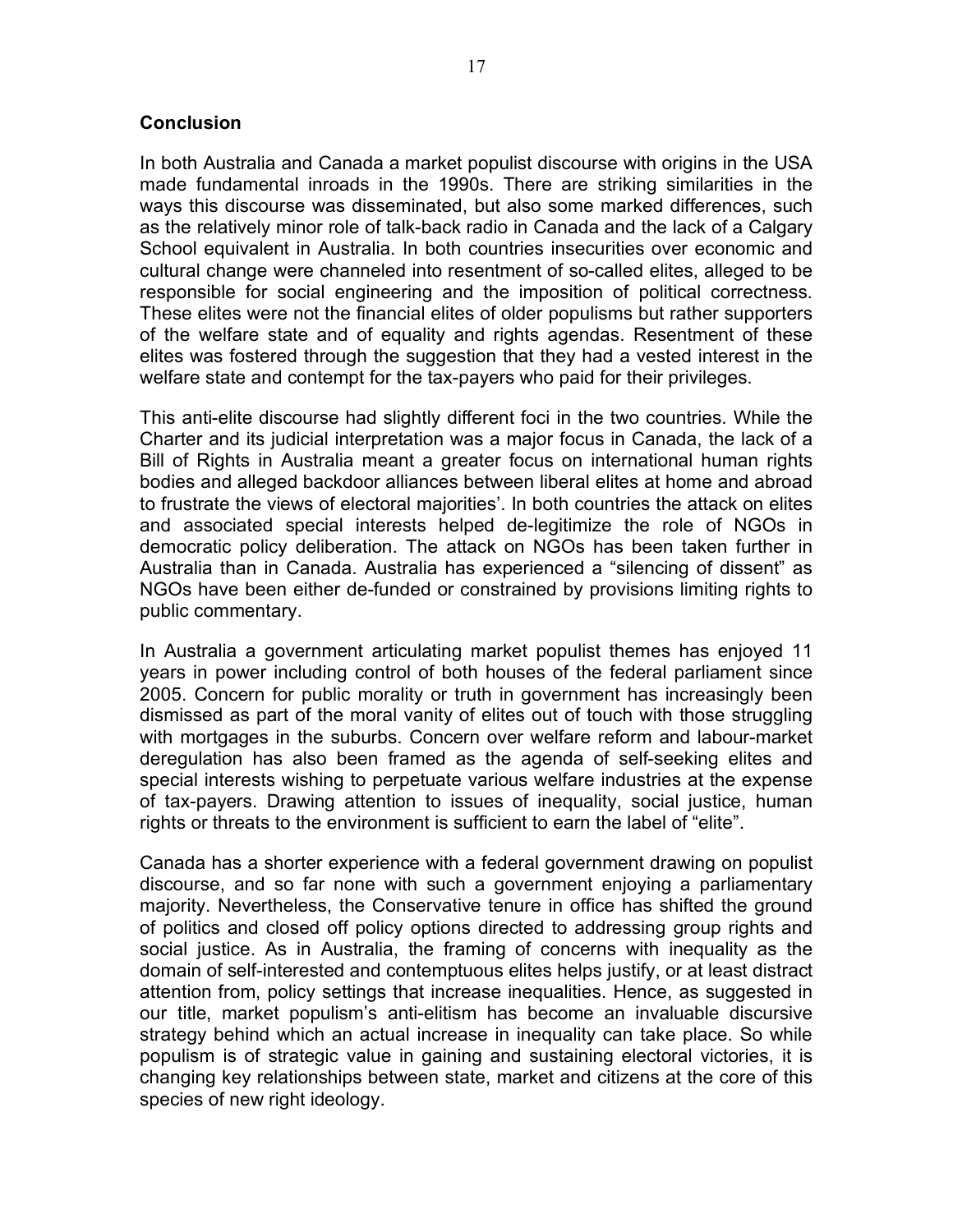## Conclusion

In both Australia and Canada a market populist discourse with origins in the USA made fundamental inroads in the 1990s. There are striking similarities in the ways this discourse was disseminated, but also some marked differences, such as the relatively minor role of talk-back radio in Canada and the lack of a Calgary School equivalent in Australia. In both countries insecurities over economic and cultural change were channeled into resentment of so-called elites, alleged to be responsible for social engineering and the imposition of political correctness. These elites were not the financial elites of older populisms but rather supporters of the welfare state and of equality and rights agendas. Resentment of these elites was fostered through the suggestion that they had a vested interest in the welfare state and contempt for the tax-payers who paid for their privileges.

This anti-elite discourse had slightly different foci in the two countries. While the Charter and its judicial interpretation was a major focus in Canada, the lack of a Bill of Rights in Australia meant a greater focus on international human rights bodies and alleged backdoor alliances between liberal elites at home and abroad to frustrate the views of electoral majorities'. In both countries the attack on elites and associated special interests helped de-legitimize the role of NGOs in democratic policy deliberation. The attack on NGOs has been taken further in Australia than in Canada. Australia has experienced a "silencing of dissent" as NGOs have been either de-funded or constrained by provisions limiting rights to public commentary.

In Australia a government articulating market populist themes has enjoyed 11 years in power including control of both houses of the federal parliament since 2005. Concern for public morality or truth in government has increasingly been dismissed as part of the moral vanity of elites out of touch with those struggling with mortgages in the suburbs. Concern over welfare reform and labour-market deregulation has also been framed as the agenda of self-seeking elites and special interests wishing to perpetuate various welfare industries at the expense of tax-payers. Drawing attention to issues of inequality, social justice, human rights or threats to the environment is sufficient to earn the label of "elite".

Canada has a shorter experience with a federal government drawing on populist discourse, and so far none with such a government enjoying a parliamentary majority. Nevertheless, the Conservative tenure in office has shifted the ground of politics and closed off policy options directed to addressing group rights and social justice. As in Australia, the framing of concerns with inequality as the domain of self-interested and contemptuous elites helps justify, or at least distract attention from, policy settings that increase inequalities. Hence, as suggested in our title, market populism's anti-elitism has become an invaluable discursive strategy behind which an actual increase in inequality can take place. So while populism is of strategic value in gaining and sustaining electoral victories, it is changing key relationships between state, market and citizens at the core of this species of new right ideology.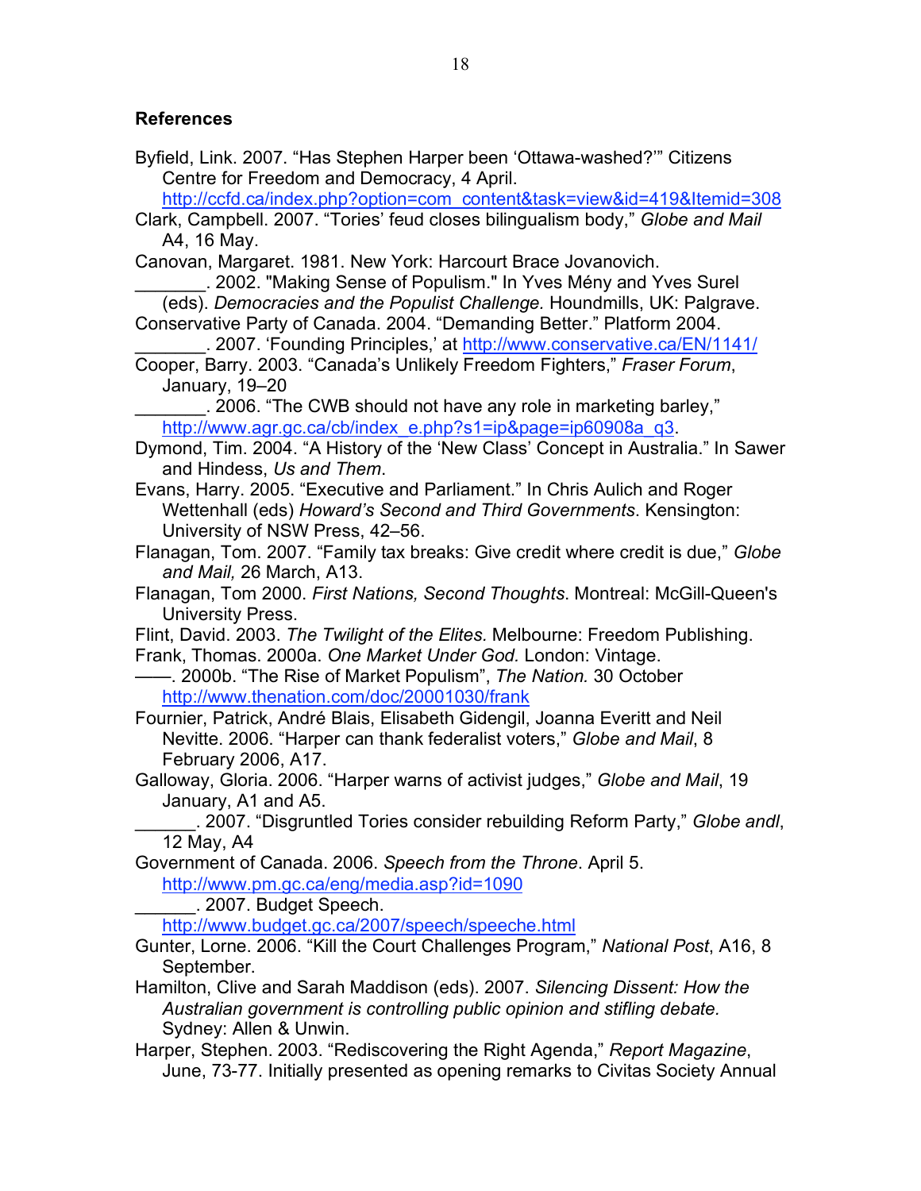## References

Byfield, Link. 2007. "Has Stephen Harper been 'Ottawa-washed?'" Citizens Centre for Freedom and Democracy, 4 April. http://ccfd.ca/index.php?option=com_content&task=view&id=419&Itemid=308

Clark, Campbell. 2007. "Tories' feud closes bilingualism body," *Globe and Mail* A4, 16 May.

Canovan, Margaret. 1981. New York: Harcourt Brace Jovanovich.

_______. 2002. "Making Sense of Populism." In Yves Mény and Yves Surel (eds). *Democracies and the Populist Challenge.* Houndmills, UK: Palgrave.

Conservative Party of Canada. 2004. "Demanding Better." Platform 2004.

_______. 2007. 'Founding Principles,' at http://www.conservative.ca/EN/1141/

Cooper, Barry. 2003. "Canada's Unlikely Freedom Fighters," *Fraser Forum*, January, 19–20

_______. 2006. "The CWB should not have any role in marketing barley," http://www.agr.gc.ca/cb/index_e.php?s1=ip&page=ip60908a_q3.

Dymond, Tim. 2004. "A History of the 'New Class' Concept in Australia." In Sawer and Hindess, *Us and Them*.

Evans, Harry. 2005. "Executive and Parliament." In Chris Aulich and Roger Wettenhall (eds) *Howard's Second and Third Governments*. Kensington: University of NSW Press, 42–56.

Flanagan, Tom. 2007. "Family tax breaks: Give credit where credit is due," *Globe and Mail,* 26 March, A13.

Flanagan, Tom 2000. *First Nations, Second Thoughts*. Montreal: McGill-Queen's University Press.

Flint, David. 2003. *The Twilight of the Elites.* Melbourne: Freedom Publishing.

Frank, Thomas. 2000a. *One Market Under God.* London: Vintage.

——. 2000b. "The Rise of Market Populism", *The Nation.* 30 October http://www.thenation.com/doc/20001030/frank

Fournier, Patrick, André Blais, Elisabeth Gidengil, Joanna Everitt and Neil Nevitte. 2006. "Harper can thank federalist voters," *Globe and Mail*, 8 February 2006, A17.

Galloway, Gloria. 2006. "Harper warns of activist judges," *Globe and Mail*, 19 January, A1 and A5.

______. 2007. "Disgruntled Tories consider rebuilding Reform Party," *Globe andl*, 12 May, A4

Government of Canada. 2006. *Speech from the Throne*. April 5. http://www.pm.gc.ca/eng/media.asp?id=1090

______. 2007. Budget Speech. http://www.budget.gc.ca/2007/speech/speeche.html

Gunter, Lorne. 2006. "Kill the Court Challenges Program," *National Post*, A16, 8 September.

Hamilton, Clive and Sarah Maddison (eds). 2007. *Silencing Dissent: How the Australian government is controlling public opinion and stifling debate.* Sydney: Allen & Unwin.

Harper, Stephen. 2003. "Rediscovering the Right Agenda," *Report Magazine*, June, 73-77. Initially presented as opening remarks to Civitas Society Annual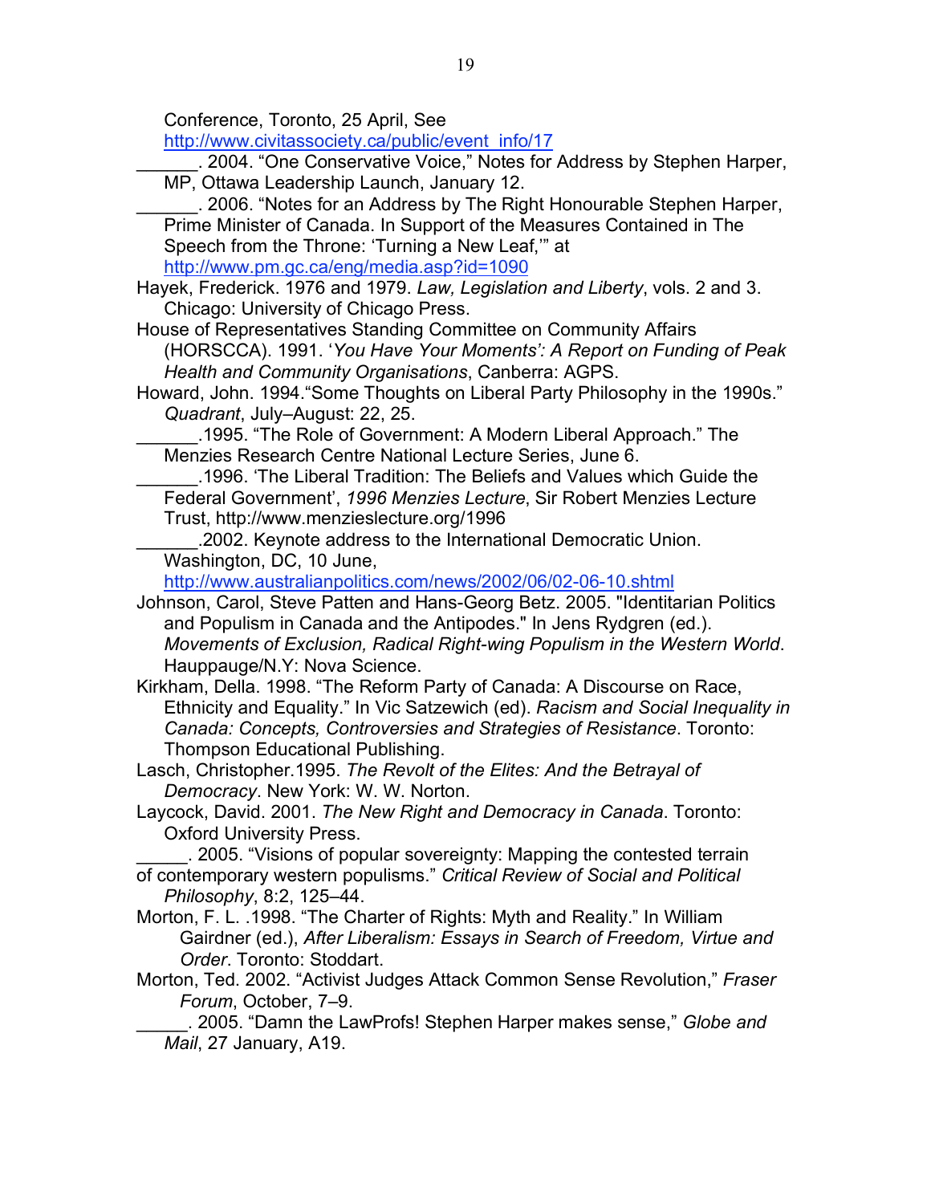Conference, Toronto, 25 April, See http://www.civitassociety.ca/public/event_info/17

______. 2004. "One Conservative Voice," Notes for Address by Stephen Harper, MP, Ottawa Leadership Launch, January 12.

______. 2006. "Notes for an Address by The Right Honourable Stephen Harper, Prime Minister of Canada. In Support of the Measures Contained in The Speech from the Throne: 'Turning a New Leaf,'" at http://www.pm.gc.ca/eng/media.asp?id=1090

Hayek, Frederick. 1976 and 1979. *Law, Legislation and Liberty*, vols. 2 and 3. Chicago: University of Chicago Press.

House of Representatives Standing Committee on Community Affairs (HORSCCA). 1991. '*You Have Your Moments': A Report on Funding of Peak Health and Community Organisations*, Canberra: AGPS.

Howard, John. 1994."Some Thoughts on Liberal Party Philosophy in the 1990s." *Quadrant*, July–August: 22, 25.

______.1995. "The Role of Government: A Modern Liberal Approach." The Menzies Research Centre National Lecture Series, June 6.

______.1996. 'The Liberal Tradition: The Beliefs and Values which Guide the Federal Government', *1996 Menzies Lecture*, Sir Robert Menzies Lecture Trust, http://www.menzieslecture.org/1996

______.2002. Keynote address to the International Democratic Union. Washington, DC, 10 June, http://www.australianpolitics.com/news/2002/06/02-06-10.shtml

Johnson, Carol, Steve Patten and Hans-Georg Betz. 2005. "Identitarian Politics and Populism in Canada and the Antipodes." In Jens Rydgren (ed.). *Movements of Exclusion, Radical Right-wing Populism in the Western World*. Hauppauge/N.Y: Nova Science.

Kirkham, Della. 1998. "The Reform Party of Canada: A Discourse on Race, Ethnicity and Equality." In Vic Satzewich (ed). *Racism and Social Inequality in Canada: Concepts, Controversies and Strategies of Resistance*. Toronto: Thompson Educational Publishing.

Lasch, Christopher.1995. *The Revolt of the Elites: And the Betrayal of Democracy*. New York: W. W. Norton.

Laycock, David. 2001. *The New Right and Democracy in Canada*. Toronto: Oxford University Press.

_____. 2005. "Visions of popular sovereignty: Mapping the contested terrain of contemporary western populisms." *Critical Review of Social and Political Philosophy*, 8:2, 125–44.

Morton, F. L. .1998. "The Charter of Rights: Myth and Reality." In William Gairdner (ed.), *After Liberalism: Essays in Search of Freedom, Virtue and Order*. Toronto: Stoddart.

Morton, Ted. 2002. "Activist Judges Attack Common Sense Revolution," *Fraser Forum*, October, 7–9.

_____. 2005. "Damn the LawProfs! Stephen Harper makes sense," *Globe and Mail*, 27 January, A19.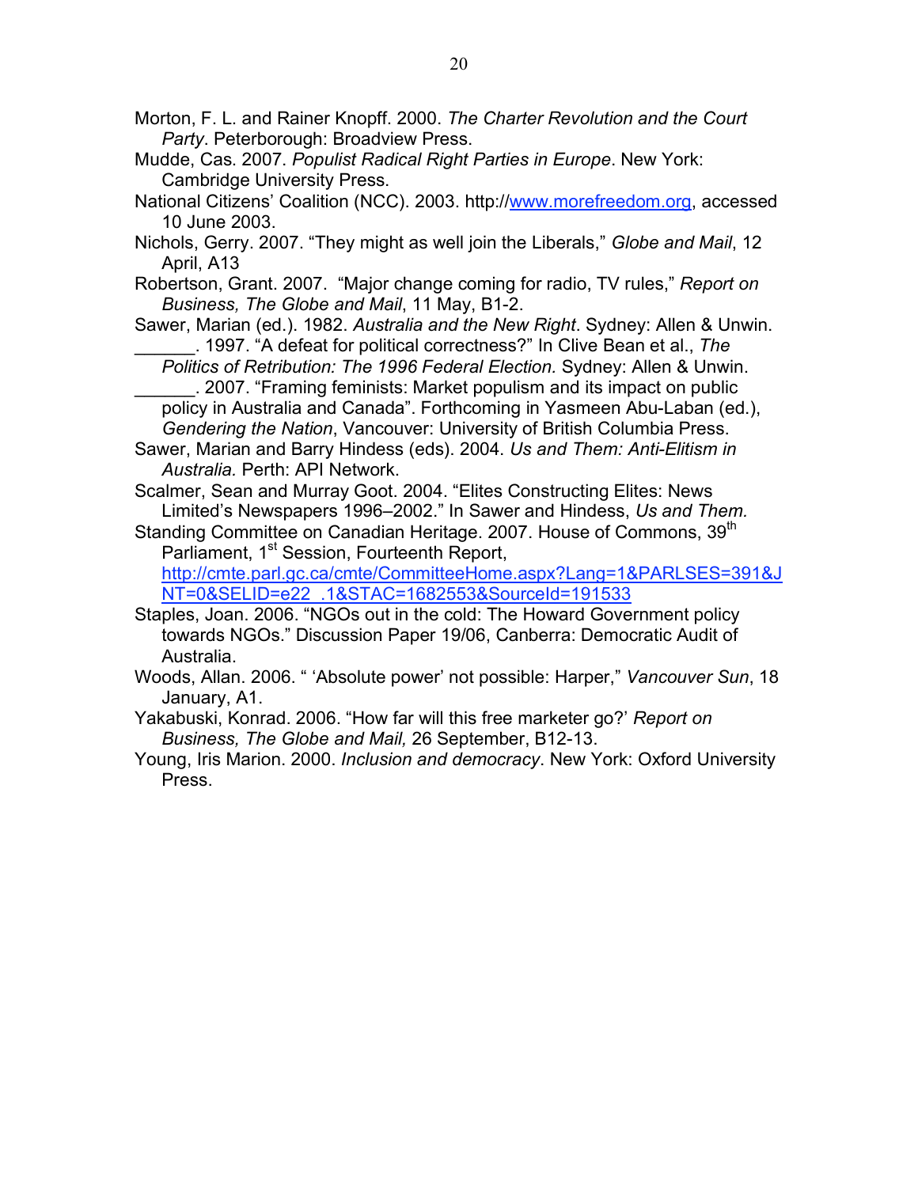Morton, F. L. and Rainer Knopff. 2000. *The Charter Revolution and the Court Party*. Peterborough: Broadview Press.

Mudde, Cas. 2007. *Populist Radical Right Parties in Europe*. New York: Cambridge University Press.

National Citizens' Coalition (NCC). 2003. http://www.morefreedom.org, accessed 10 June 2003.

Nichols, Gerry. 2007. "They might as well join the Liberals," *Globe and Mail*, 12 April, A13

Robertson, Grant. 2007. "Major change coming for radio, TV rules," *Report on Business, The Globe and Mail*, 11 May, B1-2.

Sawer, Marian (ed.). 1982. *Australia and the New Right*. Sydney: Allen & Unwin.

______. 1997. "A defeat for political correctness?" In Clive Bean et al., *The Politics of Retribution: The 1996 Federal Election.* Sydney: Allen & Unwin.

______. 2007. "Framing feminists: Market populism and its impact on public policy in Australia and Canada". Forthcoming in Yasmeen Abu-Laban (ed.), *Gendering the Nation*, Vancouver: University of British Columbia Press.

Sawer, Marian and Barry Hindess (eds). 2004. *Us and Them: Anti-Elitism in Australia.* Perth: API Network.

Scalmer, Sean and Murray Goot. 2004. "Elites Constructing Elites: News Limited's Newspapers 1996–2002." In Sawer and Hindess, *Us and Them.*

Standing Committee on Canadian Heritage. 2007. House of Commons, 39th Parliament, 1st Session, Fourteenth Report, http://cmte.parl.gc.ca/cmte/CommitteeHome.aspx?Lang=1&PARLSES=391&JNT=0&SELID=e22_.1&STAC=1682553&SourceId=191533

Staples, Joan. 2006. "NGOs out in the cold: The Howard Government policy towards NGOs." Discussion Paper 19/06, Canberra: Democratic Audit of Australia.

Woods, Allan. 2006. " 'Absolute power' not possible: Harper," *Vancouver Sun*, 18 January, A1.

Yakabuski, Konrad. 2006. "How far will this free marketer go?' *Report on Business, The Globe and Mail,* 26 September, B12-13.

Young, Iris Marion. 2000. *Inclusion and democracy*. New York: Oxford University Press.